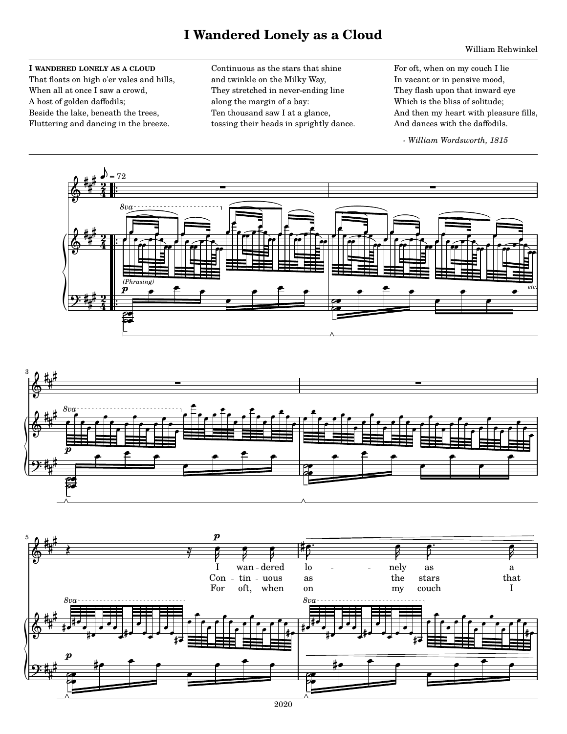# I Wandered Lonely as a Cloud

William Rehwinkel

**I WANDERED LONELY AS A CLOUD**
That floats on high o'er vales and hills,
When all at once I saw a crowd,
A host of golden daffodils;
Beside the lake, beneath the trees,
Fluttering and dancing in the breeze.

Continuous as the stars that shine
and twinkle on the Milky Way,
They stretched in never-ending line
along the margin of a bay:
Ten thousand saw I at a glance,
tossing their heads in sprightly dance.

For oft, when on my couch I lie
In vacant or in pensive mood,
They flash upon that inward eye
Which is the bliss of solitude;
And then my heart with pleasure fills,
And dances with the daffodils.

*- William Wordsworth, 1815*

2020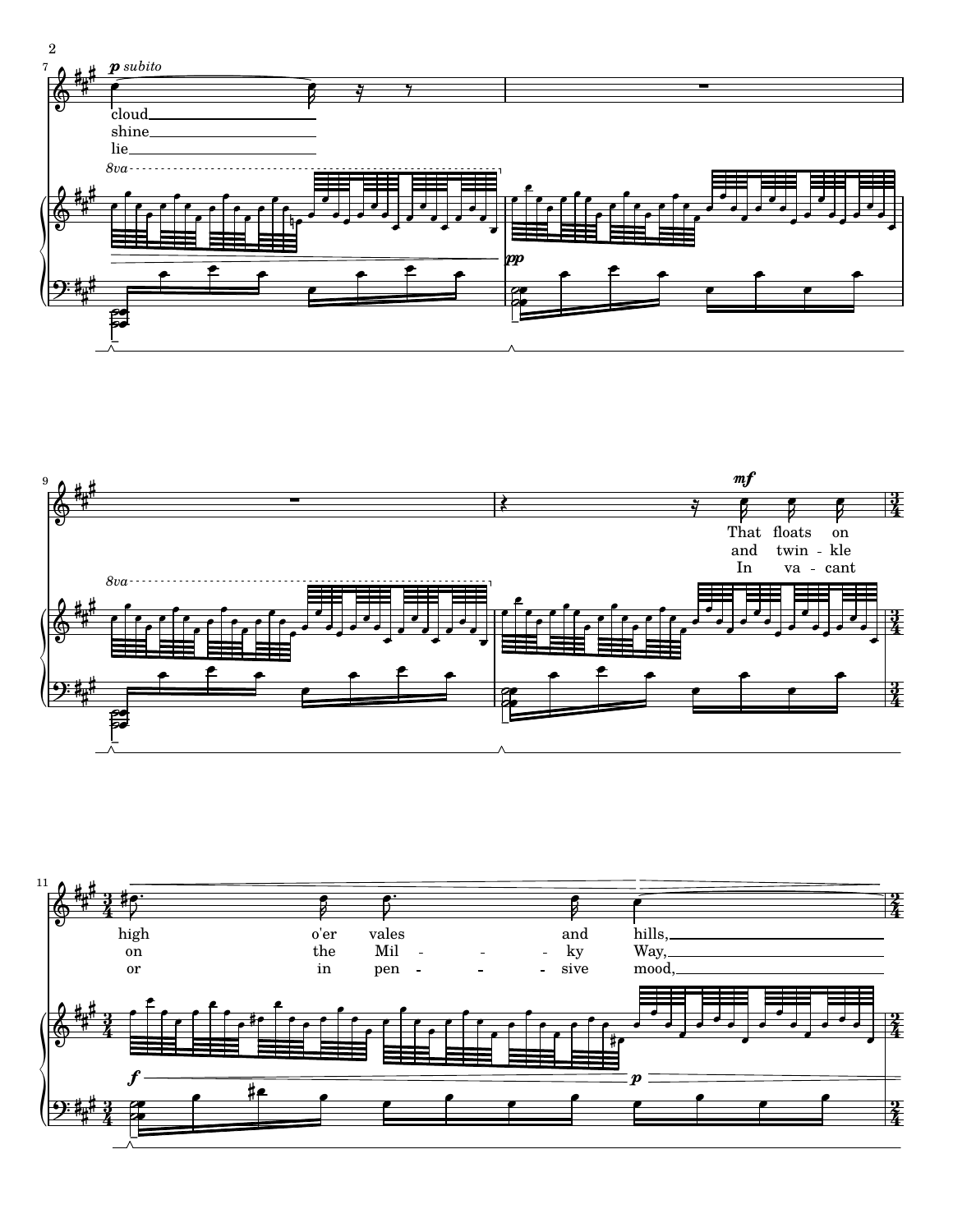cloud
shine
lie

That floats on high o'er vales and hills,
and twinkle on the Milky Way,
In vacant or in pensive mood,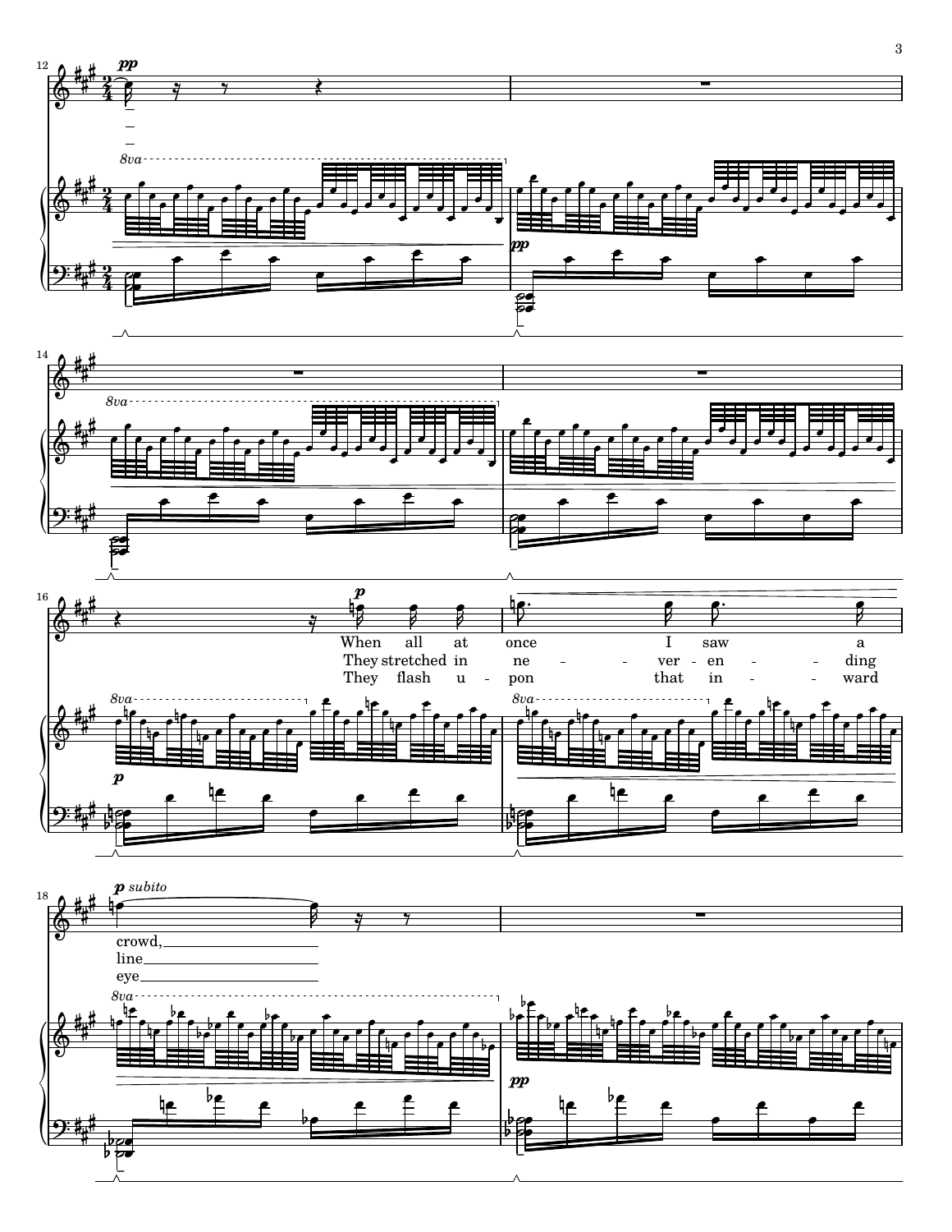When all at once I saw a crowd,

They stretched in never-ending line

They flash upon that inward eye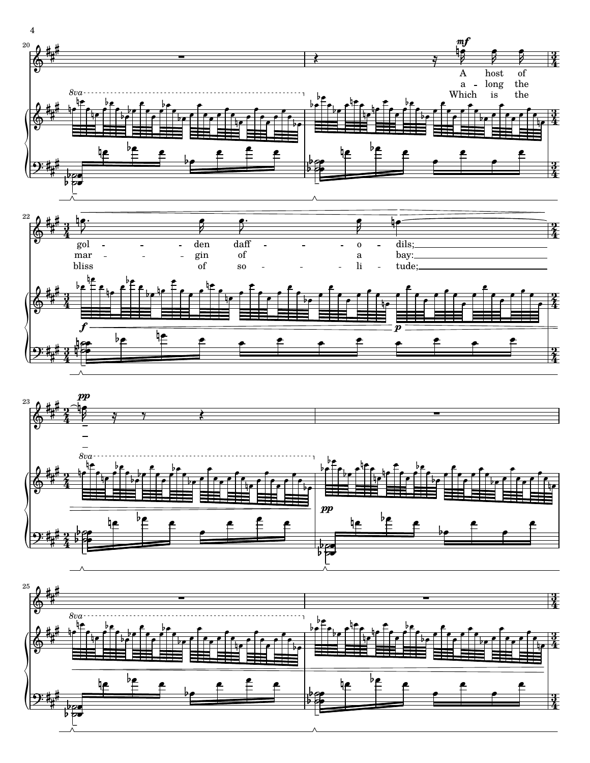A host of golden daffodils;

a-long the margin of a bay:

Which is the bliss of solitude;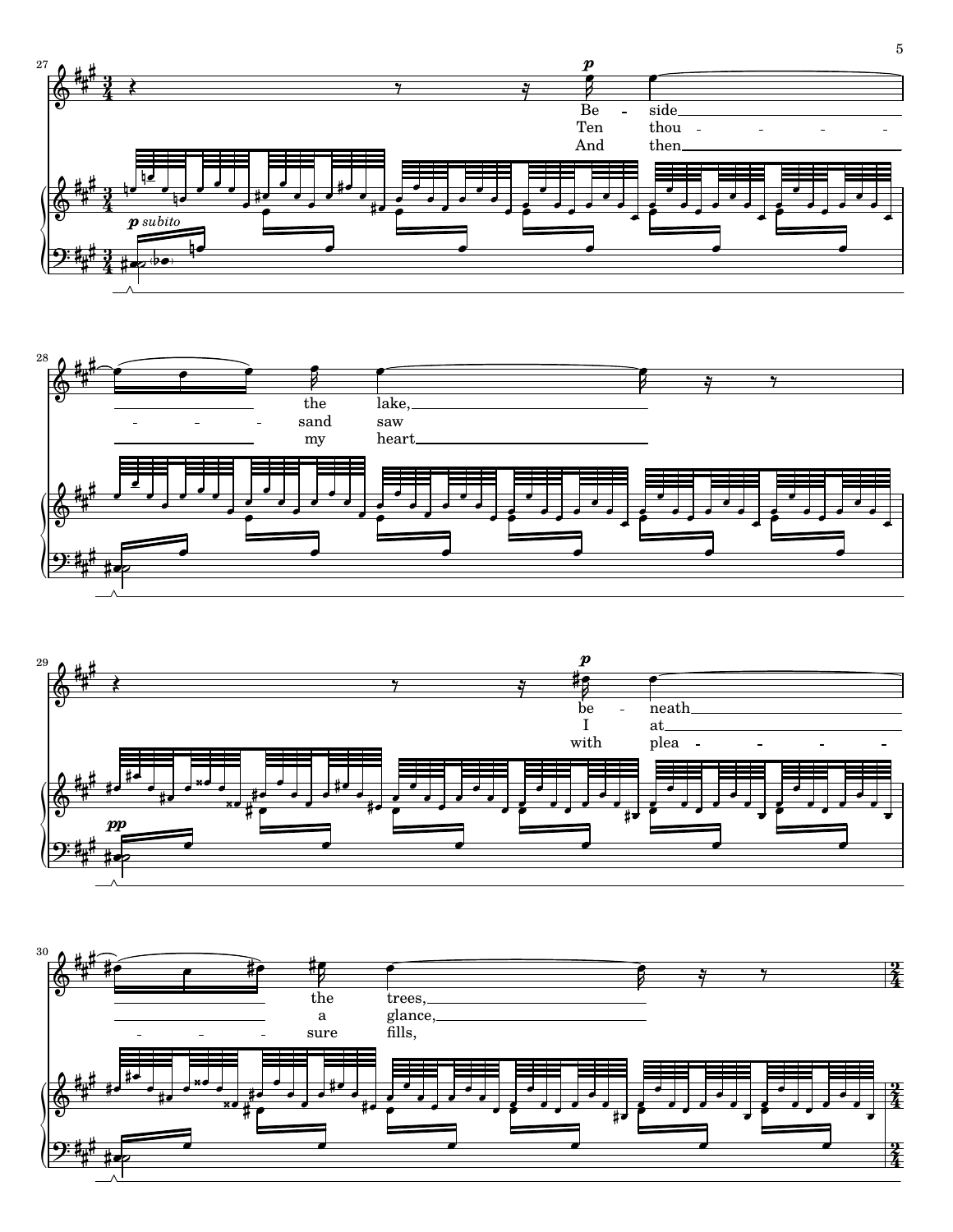Be - side the lake,
Ten thou - sand saw
And then my heart

be - neath the trees,
I at a glance,
with plea - sure fills,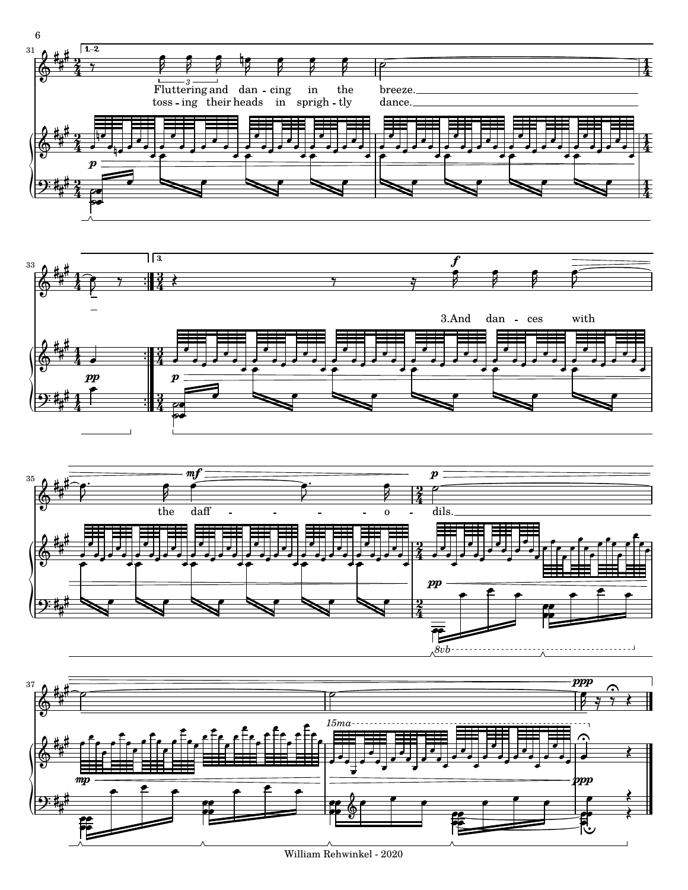Fluttering and dan-cing in the breeze.

toss-ing their heads in sprigh-tly dance.

3.And dan-ces with the daff-o-dils.